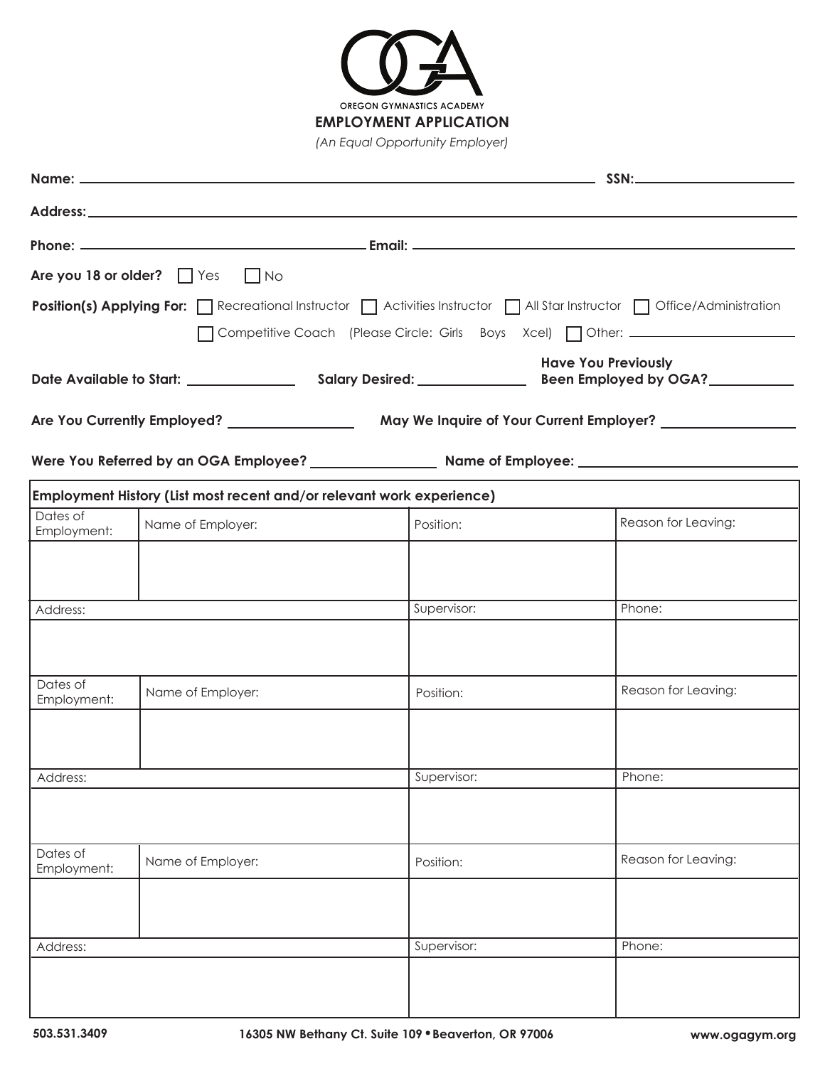OREGON GYMNASTICS ACADEMY

# EMPLOYMENT APPLICATION

*(An Equal Opportunity Employer)*

**Name:** ______________________________ **SSN:** ______________

**Address:** ______________________________

**Phone:** ______________ **Email:** ______________

**Are you 18 or older?** ☐ Yes ☐ No

**Position(s) Applying For:** ☐ Recreational Instructor ☐ Activities Instructor ☐ All Star Instructor ☐ Office/Administration ☐ Competitive Coach (Please Circle: Girls Boys Xcel) ☐ Other: ______________

**Date Available to Start:** ______________ **Salary Desired:** ______________ **Have You Previously Been Employed by OGA?** ______________

**Are You Currently Employed?** ______________ **May We Inquire of Your Current Employer?** ______________

**Were You Referred by an OGA Employee?** ______________ **Name of Employee:** ______________

**Employment History (List most recent and/or relevant work experience)**

| Dates of Employment: | Name of Employer: | Position: | Reason for Leaving: |
|---|---|---|---|
| | | | |
| Address: | | Supervisor: | Phone: |
| | | | |

| Dates of Employment: | Name of Employer: | Position: | Reason for Leaving: |
|---|---|---|---|
| | | | |
| Address: | | Supervisor: | Phone: |
| | | | |

| Dates of Employment: | Name of Employer: | Position: | Reason for Leaving: |
|---|---|---|---|
| | | | |
| Address: | | Supervisor: | Phone: |
| | | | |

503.531.3409 16305 NW Bethany Ct. Suite 109 • Beaverton, OR 97006 www.ogagym.org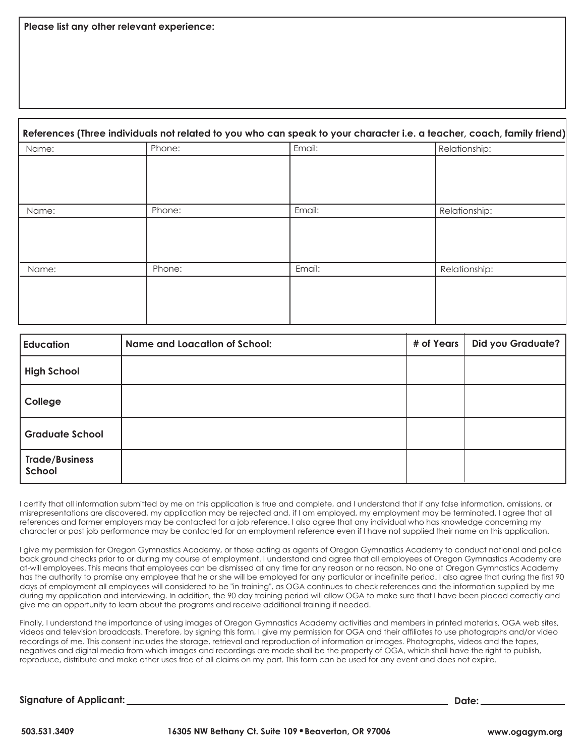**Please list any other relevant experience:**

**References (Three individuals not related to you who can speak to your character i.e. a teacher, coach, family friend)**

| Name: | Phone: | Email: | Relationship: |
|---|---|---|---|
| | | | |
| Name: | Phone: | Email: | Relationship: |
| | | | |
| Name: | Phone: | Email: | Relationship: |
| | | | |

| Education | Name and Loacation of School: | # of Years | Did you Graduate? |
|---|---|---|---|
| High School | | | |
| College | | | |
| Graduate School | | | |
| Trade/Business School | | | |

I certify that all information submitted by me on this application is true and complete, and I understand that if any false information, omissions, or misrepresentations are discovered, my application may be rejected and, if I am employed, my employment may be terminated. I agree that all references and former employers may be contacted for a job reference. I also agree that any individual who has knowledge concerning my character or past job performance may be contacted for an employment reference even if I have not supplied their name on this application.

I give my permission for Oregon Gymnastics Academy, or those acting as agents of Oregon Gymnastics Academy to conduct national and police back ground checks prior to or during my course of employment. I understand and agree that all employees of Oregon Gymnastics Academy are at-will employees. This means that employees can be dismissed at any time for any reason or no reason. No one at Oregon Gymnastics Academy has the authority to promise any employee that he or she will be employed for any particular or indefinite period. I also agree that during the first 90 days of employment all employees will considered to be "in training", as OGA continues to check references and the information supplied by me during my application and interviewing. In addition, the 90 day training period will allow OGA to make sure that I have been placed correctly and give me an opportunity to learn about the programs and receive additional training if needed.

Finally, I understand the importance of using images of Oregon Gymnastics Academy activities and members in printed materials, OGA web sites, videos and television broadcasts. Therefore, by signing this form, I give my permission for OGA and their affiliates to use photographs and/or video recordings of me. This consent includes the storage, retrieval and reproduction of information or images. Photographs, videos and the tapes, negatives and digital media from which images and recordings are made shall be the property of OGA, which shall have the right to publish, reproduce, distribute and make other uses free of all claims on my part. This form can be used for any event and does not expire.

**Signature of Applicant:** ______________________________ **Date:** ______________

503.531.3409 16305 NW Bethany Ct. Suite 109 • Beaverton, OR 97006 www.ogagym.org